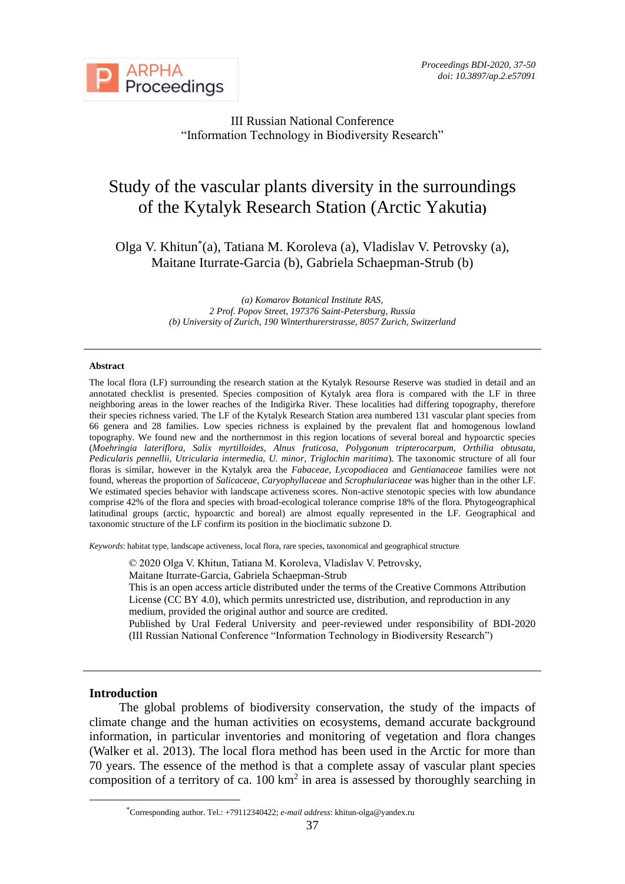III Russian National Conference
"Information Technology in Biodiversity Research"

# Study of the vascular plants diversity in the surroundings of the Kytalyk Research Station (Arctic Yakutia)

Olga V. Khitun*(a), Tatiana M. Koroleva (a), Vladislav V. Petrovsky (a), Maitane Iturrate-Garcia (b), Gabriela Schaepman-Strub (b)

*(a) Komarov Botanical Institute RAS,*
*2 Prof. Popov Street, 197376 Saint-Petersburg, Russia*
*(b) University of Zurich, 190 Winterthurerstrasse, 8057 Zurich, Switzerland*

---

### Abstract

The local flora (LF) surrounding the research station at the Kytalyk Resourse Reserve was studied in detail and an annotated checklist is presented. Species composition of Kytalyk area flora is compared with the LF in three neighboring areas in the lower reaches of the Indigirka River. These localities had differing topography, therefore their species richness varied. The LF of the Kytalyk Research Station area numbered 131 vascular plant species from 66 genera and 28 families. Low species richness is explained by the prevalent flat and homogenous lowland topography. We found new and the northernmost in this region locations of several boreal and hypoarctic species (*Moehringia lateriflora, Salix myrtilloides, Alnus fruticosa, Polygonum tripterocarpum, Orthilia obtusata, Pedicularis pennellii, Utricularia intermedia, U. minor, Triglochin maritima*). The taxonomic structure of all four floras is similar, however in the Kytalyk area the *Fabaceae*, *Lycopodiacea* and *Gentianaceae* families were not found, whereas the proportion of *Salicaceae*, *Caryophyllaceae* and *Scrophulariaceae* was higher than in the other LF. We estimated species behavior with landscape activeness scores. Non-active stenotopic species with low abundance comprise 42% of the flora and species with broad-ecological tolerance comprise 18% of the flora. Phytogeographical latitudinal groups (arctic, hypoarctic and boreal) are almost equally represented in the LF. Geographical and taxonomic structure of the LF confirm its position in the bioclimatic subzone D.

*Keywords*: habitat type, landscape activeness, local flora, rare species, taxonomical and geographical structure

© 2020 Olga V. Khitun, Tatiana M. Koroleva, Vladislav V. Petrovsky, Maitane Iturrate-Garcia, Gabriela Schaepman-Strub
This is an open access article distributed under the terms of the Creative Commons Attribution License (CC BY 4.0), which permits unrestricted use, distribution, and reproduction in any medium, provided the original author and source are credited.
Published by Ural Federal University and peer-reviewed under responsibility of BDI-2020 (III Russian National Conference "Information Technology in Biodiversity Research")

---

## Introduction

The global problems of biodiversity conservation, the study of the impacts of climate change and the human activities on ecosystems, demand accurate background information, in particular inventories and monitoring of vegetation and flora changes (Walker et al. 2013). The local flora method has been used in the Arctic for more than 70 years. The essence of the method is that a complete assay of vascular plant species composition of a territory of ca. 100 km$^2$ in area is assessed by thoroughly searching in

*Corresponding author. Tel.: +79112340422; *e-mail address*: khitun-olga@yandex.ru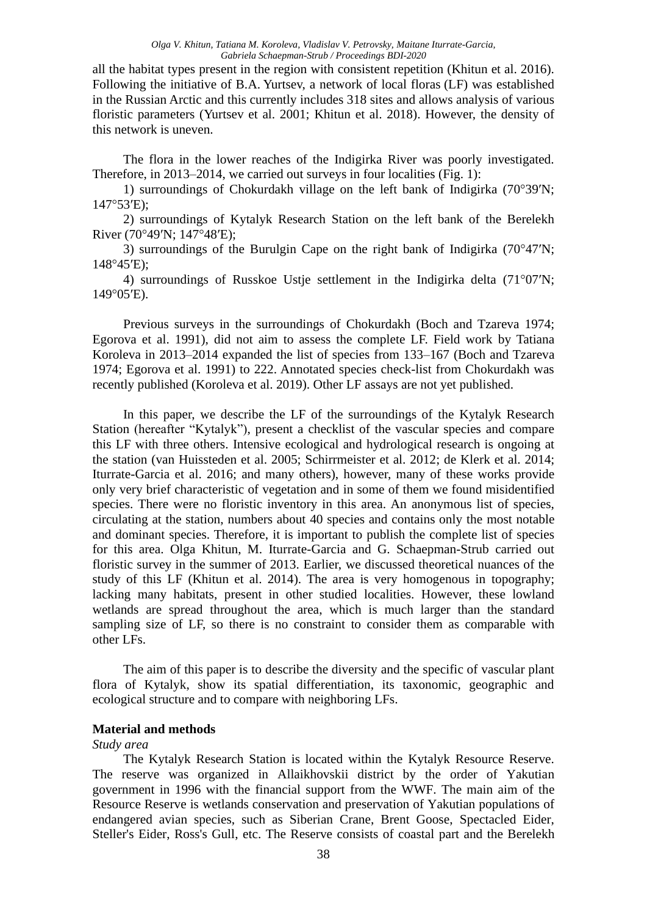all the habitat types present in the region with consistent repetition (Khitun et al. 2016). Following the initiative of B.A. Yurtsev, a network of local floras (LF) was established in the Russian Arctic and this currently includes 318 sites and allows analysis of various floristic parameters (Yurtsev et al. 2001; Khitun et al. 2018). However, the density of this network is uneven.

The flora in the lower reaches of the Indigirka River was poorly investigated. Therefore, in 2013–2014, we carried out surveys in four localities (Fig. 1):

1) surroundings of Chokurdakh village on the left bank of Indigirka (70°39′N; 147°53′E);

2) surroundings of Kytalyk Research Station on the left bank of the Berelekh River (70°49′N; 147°48′E);

3) surroundings of the Burulgin Cape on the right bank of Indigirka (70°47′N; 148°45′E);

4) surroundings of Russkoe Ustje settlement in the Indigirka delta (71°07′N; 149°05′E).

Previous surveys in the surroundings of Chokurdakh (Boch and Tzareva 1974; Egorova et al. 1991), did not aim to assess the complete LF. Field work by Tatiana Koroleva in 2013–2014 expanded the list of species from 133–167 (Boch and Tzareva 1974; Egorova et al. 1991) to 222. Annotated species check-list from Chokurdakh was recently published (Koroleva et al. 2019). Other LF assays are not yet published.

In this paper, we describe the LF of the surroundings of the Kytalyk Research Station (hereafter "Kytalyk"), present a checklist of the vascular species and compare this LF with three others. Intensive ecological and hydrological research is ongoing at the station (van Huissteden et al. 2005; Schirrmeister et al. 2012; de Klerk et al. 2014; Iturrate-Garcia et al. 2016; and many others), however, many of these works provide only very brief characteristic of vegetation and in some of them we found misidentified species. There were no floristic inventory in this area. An anonymous list of species, circulating at the station, numbers about 40 species and contains only the most notable and dominant species. Therefore, it is important to publish the complete list of species for this area. Olga Khitun, M. Iturrate-Garcia and G. Schaepman-Strub carried out floristic survey in the summer of 2013. Earlier, we discussed theoretical nuances of the study of this LF (Khitun et al. 2014). The area is very homogenous in topography; lacking many habitats, present in other studied localities. However, these lowland wetlands are spread throughout the area, which is much larger than the standard sampling size of LF, so there is no constraint to consider them as comparable with other LFs.

The aim of this paper is to describe the diversity and the specific of vascular plant flora of Kytalyk, show its spatial differentiation, its taxonomic, geographic and ecological structure and to compare with neighboring LFs.

## Material and methods

*Study area*

The Kytalyk Research Station is located within the Kytalyk Resource Reserve. The reserve was organized in Allaikhovskii district by the order of Yakutian government in 1996 with the financial support from the WWF. The main aim of the Resource Reserve is wetlands conservation and preservation of Yakutian populations of endangered avian species, such as Siberian Crane, Brent Goose, Spectacled Eider, Steller's Eider, Ross's Gull, etc. The Reserve consists of coastal part and the Berelekh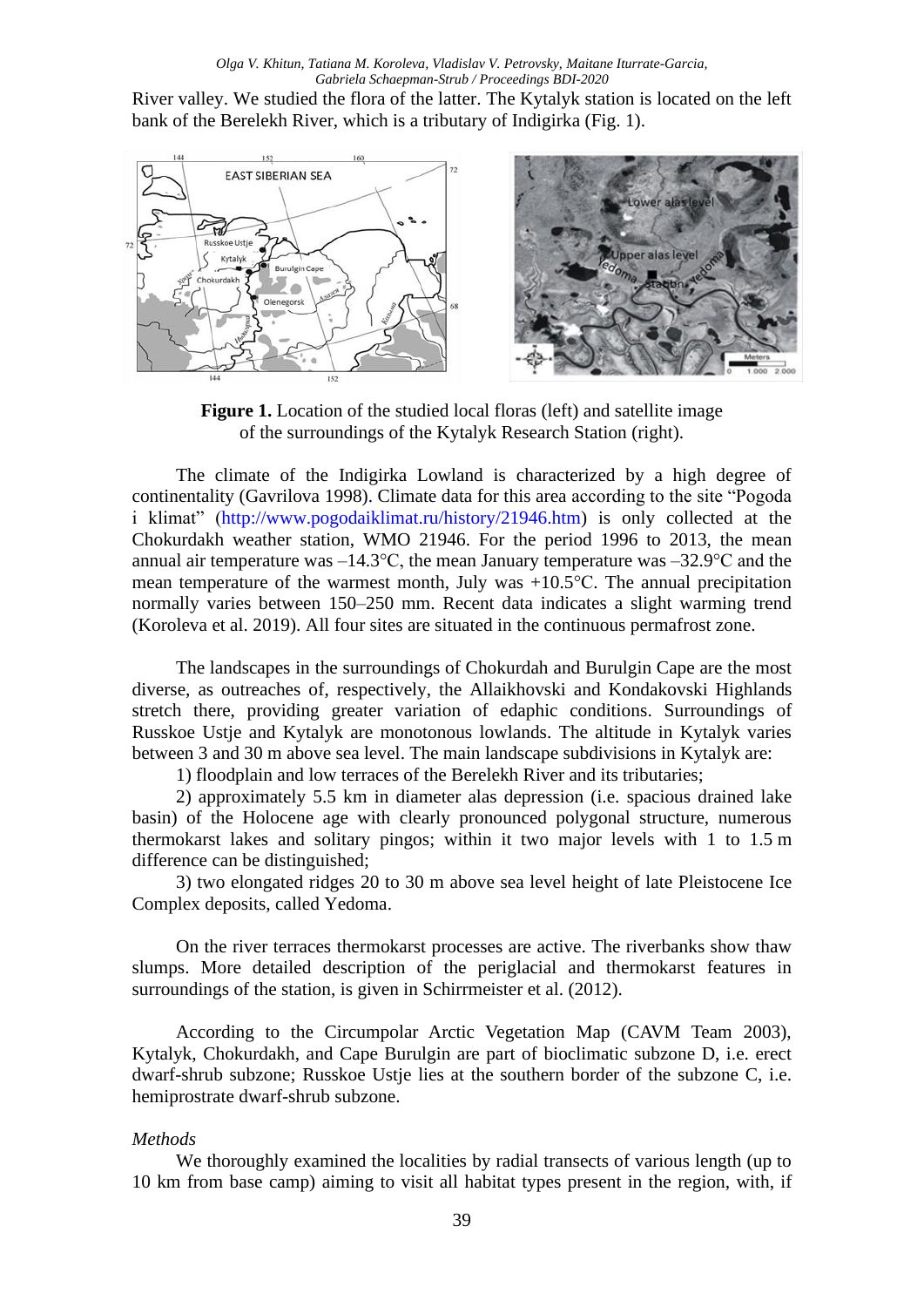River valley. We studied the flora of the latter. The Kytalyk station is located on the left bank of the Berelekh River, which is a tributary of Indigirka (Fig. 1).

**Figure 1.** Location of the studied local floras (left) and satellite image of the surroundings of the Kytalyk Research Station (right).

The climate of the Indigirka Lowland is characterized by a high degree of continentality (Gavrilova 1998). Climate data for this area according to the site "Pogoda i klimat" (http://www.pogodaiklimat.ru/history/21946.htm) is only collected at the Chokurdakh weather station, WMO 21946. For the period 1996 to 2013, the mean annual air temperature was –14.3°C, the mean January temperature was –32.9°C and the mean temperature of the warmest month, July was +10.5°C. The annual precipitation normally varies between 150–250 mm. Recent data indicates a slight warming trend (Koroleva et al. 2019). All four sites are situated in the continuous permafrost zone.

The landscapes in the surroundings of Chokurdah and Burulgin Cape are the most diverse, as outreaches of, respectively, the Allaikhovski and Kondakovski Highlands stretch there, providing greater variation of edaphic conditions. Surroundings of Russkoe Ustje and Kytalyk are monotonous lowlands. The altitude in Kytalyk varies between 3 and 30 m above sea level. The main landscape subdivisions in Kytalyk are:

1) floodplain and low terraces of the Berelekh River and its tributaries;

2) approximately 5.5 km in diameter alas depression (i.e. spacious drained lake basin) of the Holocene age with clearly pronounced polygonal structure, numerous thermokarst lakes and solitary pingos; within it two major levels with 1 to 1.5 m difference can be distinguished;

3) two elongated ridges 20 to 30 m above sea level height of late Pleistocene Ice Complex deposits, called Yedoma.

On the river terraces thermokarst processes are active. The riverbanks show thaw slumps. More detailed description of the periglacial and thermokarst features in surroundings of the station, is given in Schirrmeister et al. (2012).

According to the Circumpolar Arctic Vegetation Map (CAVM Team 2003), Kytalyk, Chokurdakh, and Cape Burulgin are part of bioclimatic subzone D, i.e. erect dwarf-shrub subzone; Russkoe Ustje lies at the southern border of the subzone C, i.e. hemiprostrate dwarf-shrub subzone.

*Methods*

We thoroughly examined the localities by radial transects of various length (up to 10 km from base camp) aiming to visit all habitat types present in the region, with, if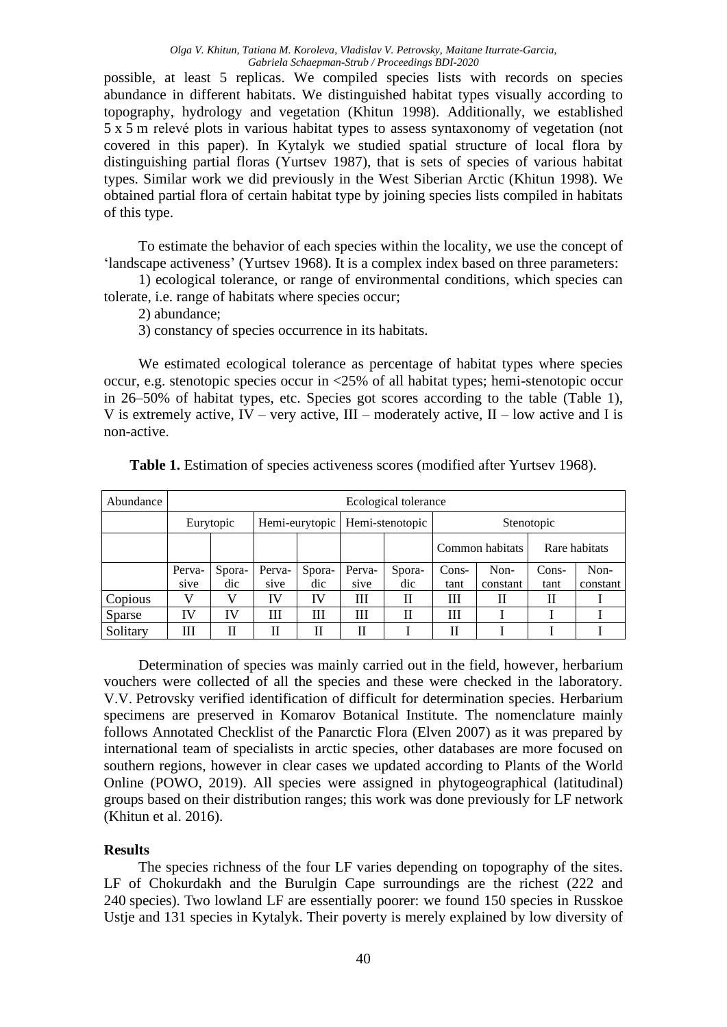possible, at least 5 replicas. We compiled species lists with records on species abundance in different habitats. We distinguished habitat types visually according to topography, hydrology and vegetation (Khitun 1998). Additionally, we established 5 x 5 m relevé plots in various habitat types to assess syntaxonomy of vegetation (not covered in this paper). In Kytalyk we studied spatial structure of local flora by distinguishing partial floras (Yurtsev 1987), that is sets of species of various habitat types. Similar work we did previously in the West Siberian Arctic (Khitun 1998). We obtained partial flora of certain habitat type by joining species lists compiled in habitats of this type.

To estimate the behavior of each species within the locality, we use the concept of 'landscape activeness' (Yurtsev 1968). It is a complex index based on three parameters:

1) ecological tolerance, or range of environmental conditions, which species can tolerate, i.e. range of habitats where species occur;

2) abundance;

3) constancy of species occurrence in its habitats.

We estimated ecological tolerance as percentage of habitat types where species occur, e.g. stenotopic species occur in <25% of all habitat types; hemi-stenotopic occur in 26–50% of habitat types, etc. Species got scores according to the table (Table 1), V is extremely active, IV – very active, III – moderately active, II – low active and I is non-active.

**Table 1.** Estimation of species activeness scores (modified after Yurtsev 1968).

| Abundance | Ecological tolerance | | | | | | | | | |
|---|---|---|---|---|---|---|---|---|---|---|
| | Eurytopic | | Hemi-eurytopic | | Hemi-stenotopic | | Stenotopic | | | |
| | | | | | | | Common habitats | | Rare habitats | |
| | Pervasive | Sporadic | Pervasive | Sporadic | Pervasive | Sporadic | Constant | Non-constant | Constant | Non-constant |
| Copious | V | V | IV | IV | III | II | III | II | II | I |
| Sparse | IV | IV | III | III | III | II | III | I | I | I |
| Solitary | III | II | II | II | II | I | II | I | I | I |

Determination of species was mainly carried out in the field, however, herbarium vouchers were collected of all the species and these were checked in the laboratory. V.V. Petrovsky verified identification of difficult for determination species. Herbarium specimens are preserved in Komarov Botanical Institute. The nomenclature mainly follows Annotated Checklist of the Panarctic Flora (Elven 2007) as it was prepared by international team of specialists in arctic species, other databases are more focused on southern regions, however in clear cases we updated according to Plants of the World Online (POWO, 2019). All species were assigned in phytogeographical (latitudinal) groups based on their distribution ranges; this work was done previously for LF network (Khitun et al. 2016).

## Results

The species richness of the four LF varies depending on topography of the sites. LF of Chokurdakh and the Burulgin Cape surroundings are the richest (222 and 240 species). Two lowland LF are essentially poorer: we found 150 species in Russkoe Ustje and 131 species in Kytalyk. Their poverty is merely explained by low diversity of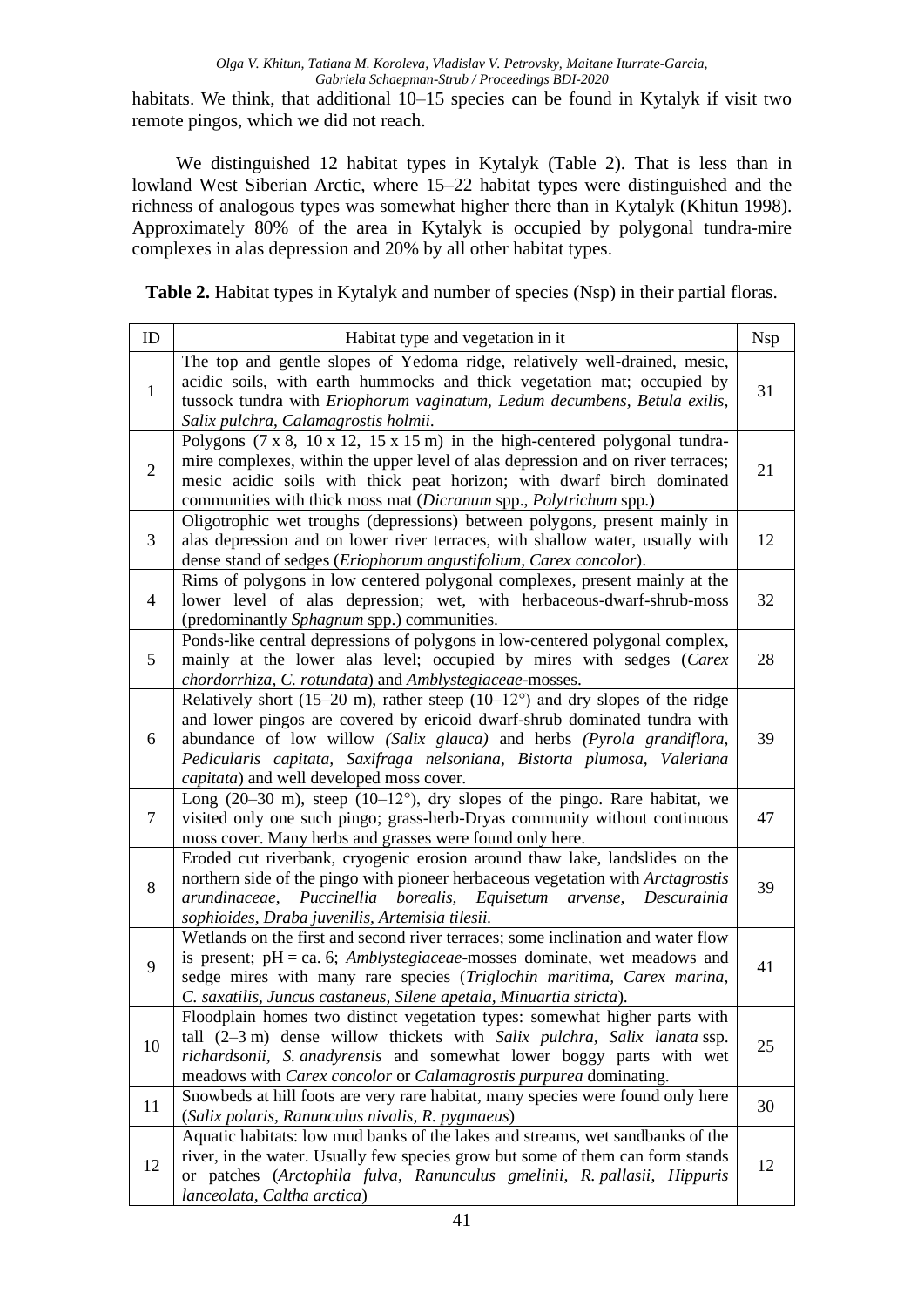habitats. We think, that additional 10–15 species can be found in Kytalyk if visit two remote pingos, which we did not reach.

We distinguished 12 habitat types in Kytalyk (Table 2). That is less than in lowland West Siberian Arctic, where 15–22 habitat types were distinguished and the richness of analogous types was somewhat higher there than in Kytalyk (Khitun 1998). Approximately 80% of the area in Kytalyk is occupied by polygonal tundra-mire complexes in alas depression and 20% by all other habitat types.

**Table 2.** Habitat types in Kytalyk and number of species (Nsp) in their partial floras.

| ID | Habitat type and vegetation in it | Nsp |
|---|---|---|
| 1 | The top and gentle slopes of Yedoma ridge, relatively well-drained, mesic, acidic soils, with earth hummocks and thick vegetation mat; occupied by tussock tundra with *Eriophorum vaginatum, Ledum decumbens, Betula exilis, Salix pulchra, Calamagrostis holmii.* | 31 |
| 2 | Polygons (7 x 8, 10 x 12, 15 x 15 m) in the high-centered polygonal tundra-mire complexes, within the upper level of alas depression and on river terraces; mesic acidic soils with thick peat horizon; with dwarf birch dominated communities with thick moss mat (*Dicranum* spp., *Polytrichum* spp.) | 21 |
| 3 | Oligotrophic wet troughs (depressions) between polygons, present mainly in alas depression and on lower river terraces, with shallow water, usually with dense stand of sedges (*Eriophorum angustifolium, Carex concolor*). | 12 |
| 4 | Rims of polygons in low centered polygonal complexes, present mainly at the lower level of alas depression; wet, with herbaceous-dwarf-shrub-moss (predominantly *Sphagnum* spp.) communities. | 32 |
| 5 | Ponds-like central depressions of polygons in low-centered polygonal complex, mainly at the lower alas level; occupied by mires with sedges (*Carex chordorrhiza, C. rotundata*) and *Amblystegiaceae*-mosses. | 28 |
| 6 | Relatively short (15–20 m), rather steep (10–12°) and dry slopes of the ridge and lower pingos are covered by ericoid dwarf-shrub dominated tundra with abundance of low willow *(Salix glauca)* and herbs *(Pyrola grandiflora, Pedicularis capitata, Saxifraga nelsoniana, Bistorta plumosa, Valeriana capitata*) and well developed moss cover. | 39 |
| 7 | Long (20–30 m), steep (10–12°), dry slopes of the pingo. Rare habitat, we visited only one such pingo; grass-herb-Dryas community without continuous moss cover. Many herbs and grasses were found only here. | 47 |
| 8 | Eroded cut riverbank, cryogenic erosion around thaw lake, landslides on the northern side of the pingo with pioneer herbaceous vegetation with *Arctagrostis arundinaceae, Puccinellia borealis, Equisetum arvense, Descurainia sophioides, Draba juvenilis, Artemisia tilesii.* | 39 |
| 9 | Wetlands on the first and second river terraces; some inclination and water flow is present; pH = ca. 6; *Amblystegiaceae*-mosses dominate, wet meadows and sedge mires with many rare species (*Triglochin maritima, Carex marina, C. saxatilis, Juncus castaneus, Silene apetala, Minuartia stricta*). | 41 |
| 10 | Floodplain homes two distinct vegetation types: somewhat higher parts with tall (2–3 m) dense willow thickets with *Salix pulchra, Salix lanata* ssp. *richardsonii, S. anadyrensis* and somewhat lower boggy parts with wet meadows with *Carex concolor* or *Calamagrostis purpurea* dominating. | 25 |
| 11 | Snowbeds at hill foots are very rare habitat, many species were found only here (*Salix polaris, Ranunculus nivalis, R. pygmaeus*) | 30 |
| 12 | Aquatic habitats: low mud banks of the lakes and streams, wet sandbanks of the river, in the water. Usually few species grow but some of them can form stands or patches (*Arctophila fulva, Ranunculus gmelinii, R. pallasii, Hippuris lanceolata, Caltha arctica*) | 12 |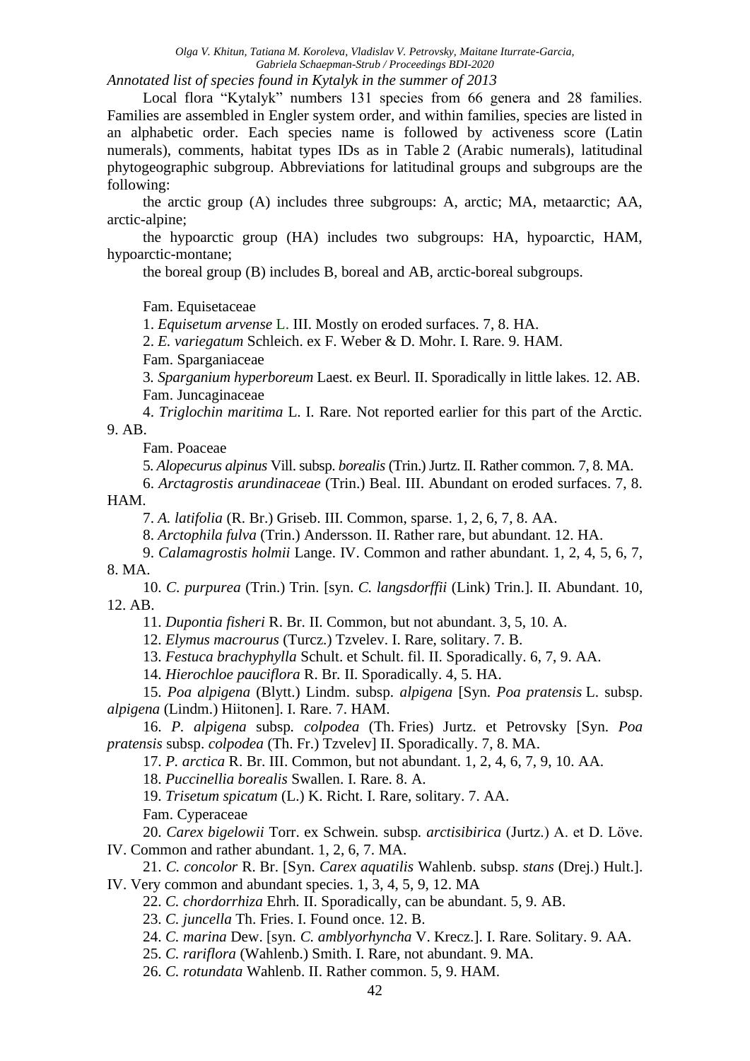*Annotated list of species found in Kytalyk in the summer of 2013*

Local flora "Kytalyk" numbers 131 species from 66 genera and 28 families. Families are assembled in Engler system order, and within families, species are listed in an alphabetic order. Each species name is followed by activeness score (Latin numerals), comments, habitat types IDs as in Table 2 (Arabic numerals), latitudinal phytogeographic subgroup. Abbreviations for latitudinal groups and subgroups are the following:

the arctic group (A) includes three subgroups: A, arctic; MA, metaarctic; AA, arctic-alpine;

the hypoarctic group (HA) includes two subgroups: HA, hypoarctic, HAM, hypoarctic-montane;

the boreal group (B) includes B, boreal and AB, arctic-boreal subgroups.

Fam. Equisetaceae

1. *Equisetum arvense* L. III. Mostly on eroded surfaces. 7, 8. HA.

2. *E. variegatum* Schleich. ex F. Weber & D. Mohr. I. Rare. 9. HAM.

Fam. Sparganiaceae

3. *Sparganium hyperboreum* Laest. ex Beurl. II. Sporadically in little lakes. 12. AB.

Fam. Juncaginaceae

4. *Triglochin maritima* L. I. Rare. Not reported earlier for this part of the Arctic. 9. AB.

Fam. Poaceae

5. *Alopecurus alpinus* Vill. subsp. *borealis* (Trin.) Jurtz. II. Rather common. 7, 8. MA.

6. *Arctagrostis arundinaceae* (Trin.) Beal. III. Abundant on eroded surfaces. 7, 8. HAM.

7. *A. latifolia* (R. Br.) Griseb. III. Common, sparse. 1, 2, 6, 7, 8. AA.

8. *Arctophila fulva* (Trin.) Andersson. II. Rather rare, but abundant. 12. HA.

9. *Calamagrostis holmii* Lange. IV. Common and rather abundant. 1, 2, 4, 5, 6, 7, 8. MA.

10. *C. purpurea* (Trin.) Trin. [syn. *C. langsdorffii* (Link) Trin.]. II. Abundant. 10, 12. AB.

11. *Dupontia fisheri* R. Br. II. Common, but not abundant. 3, 5, 10. A.

12. *Elymus macrourus* (Turcz.) Tzvelev. I. Rare, solitary. 7. B.

13. *Festuca brachyphylla* Schult. et Schult. fil. II. Sporadically. 6, 7, 9. AA.

14. *Hierochloe pauciflora* R. Br. II. Sporadically. 4, 5. HA.

15. *Poa alpigena* (Blytt.) Lindm. subsp. *alpigena* [Syn. *Poa pratensis* L. subsp. *alpigena* (Lindm.) Hiitonen]. I. Rare. 7. HAM.

16. *P. alpigena* subsp. *colpodea* (Th. Fries) Jurtz. et Petrovsky [Syn. *Poa pratensis* subsp. *colpodea* (Th. Fr.) Tzvelev] II. Sporadically. 7, 8. MA.

17. *P. arctica* R. Br. III. Common, but not abundant. 1, 2, 4, 6, 7, 9, 10. AA.

18. *Puccinellia borealis* Swallen. I. Rare. 8. A.

19. *Trisetum spicatum* (L.) K. Richt. I. Rare, solitary. 7. AA.

Fam. Cyperaceae

20. *Carex bigelowii* Torr. ex Schwein. subsp. *arctisibirica* (Jurtz.) A. et D. Löve. IV. Common and rather abundant. 1, 2, 6, 7. MA.

21. *C. concolor* R. Br. [Syn. *Carex aquatilis* Wahlenb. subsp. *stans* (Drej.) Hult.]. IV. Very common and abundant species. 1, 3, 4, 5, 9, 12. MA

22. *C. chordorrhiza* Ehrh. II. Sporadically, can be abundant. 5, 9. AB.

23. *C. juncella* Th. Fries. I. Found once. 12. B.

24. *C. marina* Dew. [syn. *C. amblyorhyncha* V. Krecz.]. I. Rare. Solitary. 9. AA.

25. *C. rariflora* (Wahlenb.) Smith. I. Rare, not abundant. 9. MA.

26. *C. rotundata* Wahlenb. II. Rather common. 5, 9. HAM.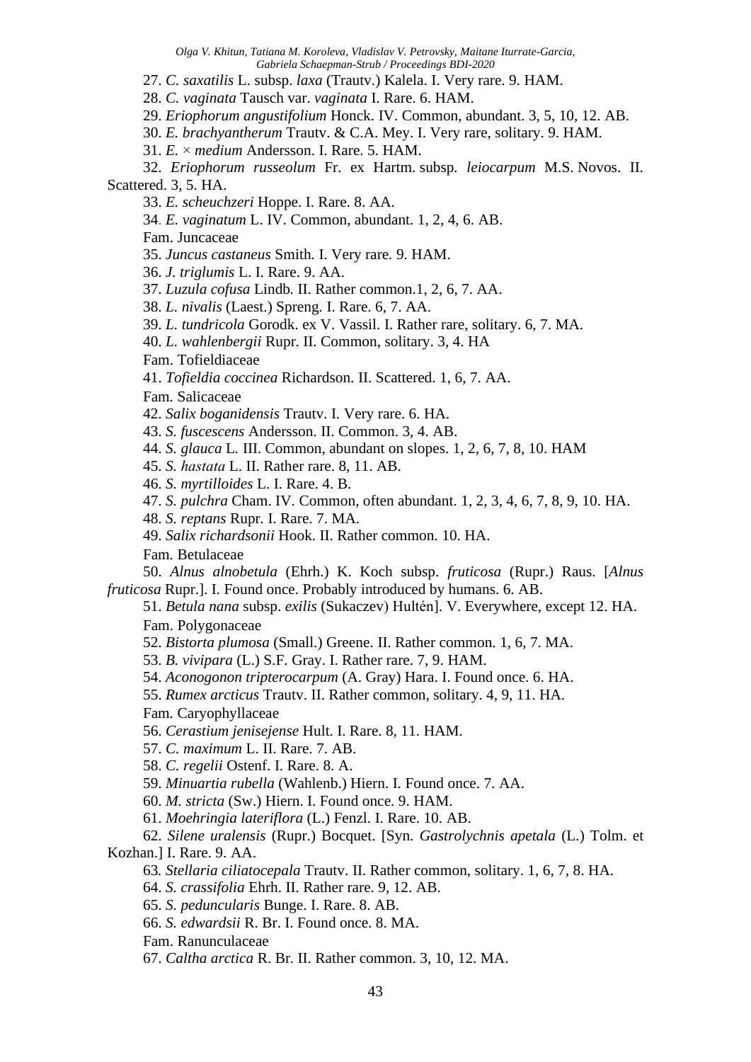27. *C. saxatilis* L. subsp. *laxa* (Trautv.) Kalela. I. Very rare. 9. HAM.

28. *C. vaginata* Tausch var. *vaginata* I. Rare. 6. HAM.

29. *Eriophorum angustifolium* Honck. IV. Common, abundant. 3, 5, 10, 12. AB.

30. *E. brachyantherum* Trautv. & C.A. Mey. I. Very rare, solitary. 9. HAM.

31. *E.* × *medium* Andersson. I. Rare. 5. HAM.

32. *Eriophorum russeolum* Fr. ex Hartm. subsp. *leiocarpum* M.S. Novos. II. Scattered. 3, 5. HA.

33. *E. scheuchzeri* Hoppe. I. Rare. 8. AA.

34. *E. vaginatum* L. IV. Common, abundant. 1, 2, 4, 6. AB.

Fam. Juncaceae

35. *Juncus castaneus* Smith. I. Very rare. 9. HAM.

36. *J. triglumis* L. I. Rare. 9. AA.

37. *Luzula cofusa* Lindb. II. Rather common.1, 2, 6, 7. AA.

38. *L. nivalis* (Laest.) Spreng. I. Rare. 6, 7. AA.

39. *L. tundricola* Gorodk. ex V. Vassil. I. Rather rare, solitary. 6, 7. MA.

40. *L. wahlenbergii* Rupr. II. Common, solitary. 3, 4. HA

Fam. Tofieldiaceae

41. *Tofieldia coccinea* Richardson. II. Scattered. 1, 6, 7. AA.

Fam. Salicaceae

42. *Salix boganidensis* Trautv. I. Very rare. 6. HA.

43. *S. fuscescens* Andersson. II. Common. 3, 4. AB.

44. *S. glauca* L. III. Common, abundant on slopes. 1, 2, 6, 7, 8, 10. HAM

45. *S. hastata* L. II. Rather rare. 8, 11. AB.

46. *S. myrtilloides* L. I. Rare. 4. B.

47. *S. pulchra* Cham. IV. Common, often abundant. 1, 2, 3, 4, 6, 7, 8, 9, 10. HA.

48. *S. reptans* Rupr. I. Rare. 7. MA.

49. *Salix richardsonii* Hook. II. Rather common. 10. HA.

Fam. Betulaceae

50. *Alnus alnobetula* (Ehrh.) K. Koch subsp. *fruticosa* (Rupr.) Raus. [*Alnus fruticosa* Rupr.]. I. Found once. Probably introduced by humans. 6. AB.

51. *Betula nana* subsp. *exilis* (Sukaczev) Hultén]. V. Everywhere, except 12. HA.

Fam. Polygonaceae

52. *Bistorta plumosa* (Small.) Greene. II. Rather common. 1, 6, 7. MA.

53. *B. vivipara* (L.) S.F. Gray. I. Rather rare. 7, 9. HAM.

54. *Aconogonon tripterocarpum* (A. Gray) Hara. I. Found once. 6. HA.

55. *Rumex arcticus* Trautv. II. Rather common, solitary. 4, 9, 11. HA.

Fam. Caryophyllaceae

56. *Cerastium jenisejense* Hult. I. Rare. 8, 11. HAM.

57. *C. maximum* L. II. Rare. 7. AB.

58. *C. regelii* Ostenf. I. Rare. 8. A.

59. *Minuartia rubella* (Wahlenb.) Hiern. I. Found once. 7. AA.

60. *M. stricta* (Sw.) Hiern. I. Found once. 9. HAM.

61. *Moehringia lateriflora* (L.) Fenzl. I. Rare. 10. AB.

62. *Silene uralensis* (Rupr.) Bocquet. [Syn. *Gastrolychnis apetala* (L.) Tolm. et Kozhan.] I. Rare. 9. AA.

63. *Stellaria ciliatocepala* Trautv. II. Rather common, solitary. 1, 6, 7, 8. HA.

64. *S. crassifolia* Ehrh. II. Rather rare. 9, 12. AB.

65. *S. peduncularis* Bunge. I. Rare. 8. AB.

66. *S. edwardsii* R. Br. I. Found once. 8. MA.

Fam. Ranunculaceae

67. *Caltha arctica* R. Br. II. Rather common. 3, 10, 12. MA.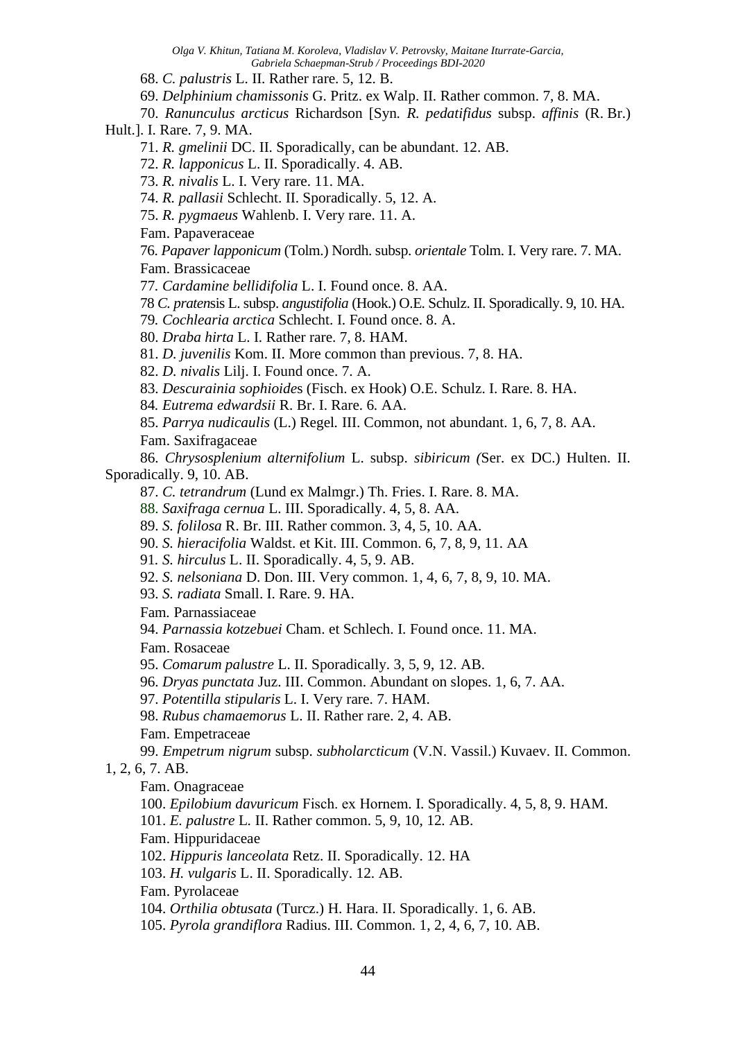68. *C. palustris* L. II. Rather rare. 5, 12. B.

69. *Delphinium chamissonis* G. Pritz. ex Walp. II. Rather common. 7, 8. MA.

70. *Ranunculus arcticus* Richardson [Syn. *R. pedatifidus* subsp. *affinis* (R. Br.) Hult.]. I. Rare. 7, 9. MA.

71. *R. gmelinii* DC. II. Sporadically, can be abundant. 12. AB.

72. *R. lapponicus* L. II. Sporadically. 4. AB.

73. *R. nivalis* L. I. Very rare. 11. MA.

74. *R. pallasii* Schlecht. II. Sporadically. 5, 12. A.

75. *R. pygmaeus* Wahlenb. I. Very rare. 11. A.

Fam. Papaveraceae

76. *Papaver lapponicum* (Tolm.) Nordh. subsp. *orientale* Tolm. I. Very rare. 7. MA.

Fam. Brassicaceae

77. *Cardamine bellidifolia* L. I. Found once. 8. AA.

78 *C. pratens*is L. subsp. *angustifolia* (Hook.) O.E. Schulz. II. Sporadically. 9, 10. HA.

79. *Cochlearia arctica* Schlecht. I. Found once. 8. A.

80. *Draba hirta* L. I. Rather rare. 7, 8. HAM.

81. *D. juvenilis* Kom. II. More common than previous. 7, 8. HA.

82. *D. nivalis* Lilj. I. Found once. 7. A.

83. *Descurainia sophioide*s (Fisch. ex Hook) O.E. Schulz. I. Rare. 8. HA.

84. *Eutrema edwardsii* R. Br. I. Rare. 6. AA.

85. *Parrya nudicaulis* (L.) Regel. III. Common, not abundant. 1, 6, 7, 8. AA.

Fam. Saxifragaceae

86. *Chrysosplenium alternifolium* L. subsp. *sibiricum (*Ser. ex DC.) Hulten. II. Sporadically. 9, 10. AB.

87. *C. tetrandrum* (Lund ex Malmgr.) Th. Fries. I. Rare. 8. MA.

88. *Saxifraga cernua* L. III. Sporadically. 4, 5, 8. AA.

89. *S. folilosa* R. Br. III. Rather common. 3, 4, 5, 10. AA.

90. *S. hieracifolia* Waldst. et Kit. III. Common. 6, 7, 8, 9, 11. AA

91. *S. hirculus* L. II. Sporadically. 4, 5, 9. AB.

92. *S. nelsoniana* D. Don. III. Very common. 1, 4, 6, 7, 8, 9, 10. MA.

93. *S. radiata* Small. I. Rare. 9. HA.

Fam. Parnassiaceae

94. *Parnassia kotzebuei* Cham. et Schlech. I. Found once. 11. MA.

Fam. Rosaceae

95. *Comarum palustre* L. II. Sporadically. 3, 5, 9, 12. AB.

96. *Dryas punctata* Juz. III. Common. Abundant on slopes. 1, 6, 7. AA.

97. *Potentilla stipularis* L. I. Very rare. 7. HAM.

98. *Rubus chamaemorus* L. II. Rather rare. 2, 4. AB.

Fam. Empetraceae

99. *Empetrum nigrum* subsp. *subholarcticum* (V.N. Vassil.) Kuvaev. II. Common. 1, 2, 6, 7. AB.

Fam. Onagraceae

100. *Epilobium davuricum* Fisch. ex Hornem. I. Sporadically. 4, 5, 8, 9. HAM.

101. *E. palustre* L. II. Rather common. 5, 9, 10, 12. AB.

Fam. Hippuridaceae

102. *Hippuris lanceolata* Retz. II. Sporadically. 12. HA

103. *H. vulgaris* L. II. Sporadically. 12. AB.

Fam. Pyrolaceae

104. *Orthilia obtusata* (Turcz.) H. Hara. II. Sporadically. 1, 6. AB.

105. *Pyrola grandiflora* Radius. III. Common. 1, 2, 4, 6, 7, 10. AB.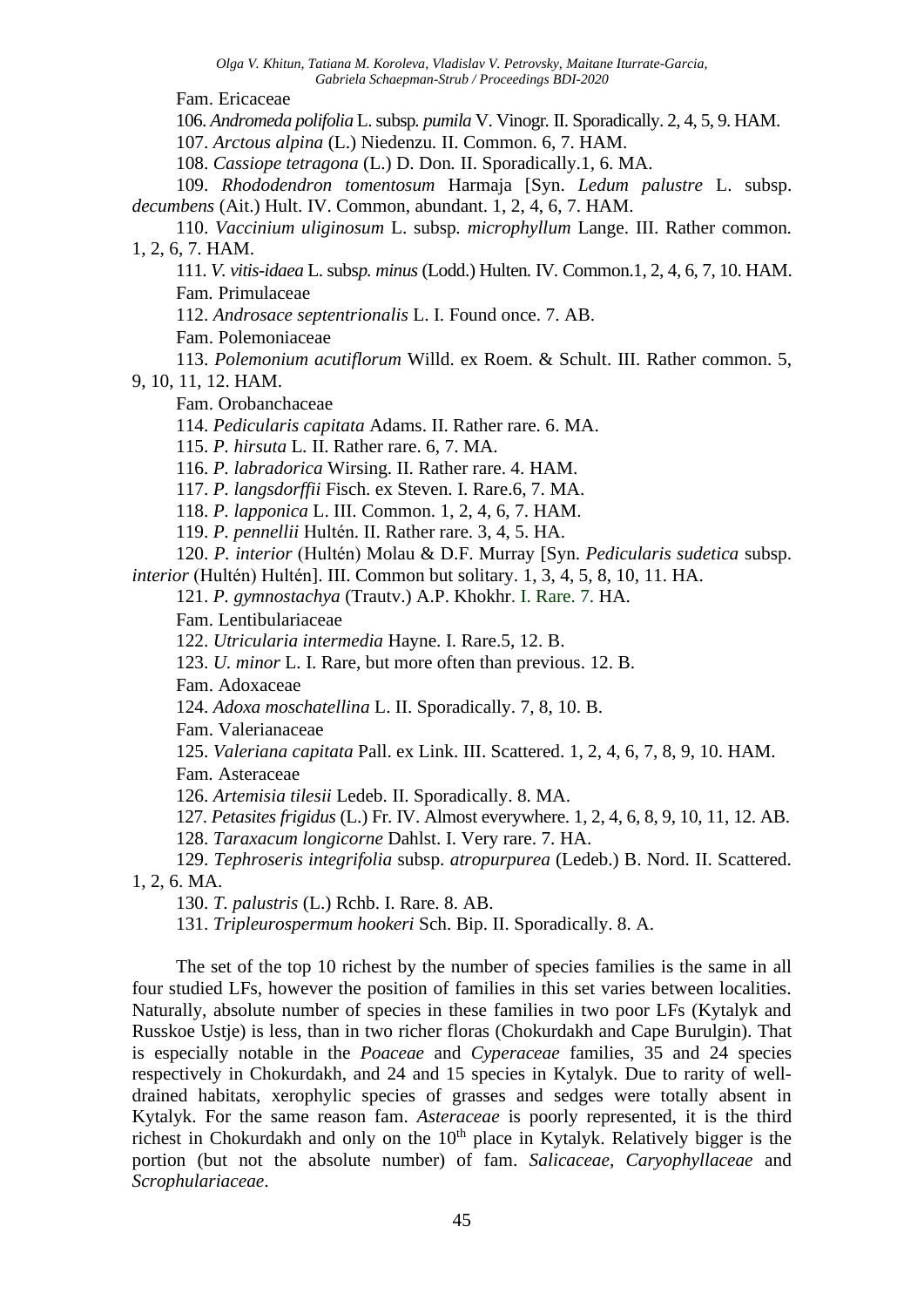Fam. Ericaceae

106. *Andromeda polifolia* L. subsp. *pumila* V. Vinogr. II. Sporadically. 2, 4, 5, 9. HAM.

107. *Arctous alpina* (L.) Niedenzu. II. Common. 6, 7. HAM.

108. *Cassiope tetragona* (L.) D. Don. II. Sporadically.1, 6. MA.

109. *Rhododendron tomentosum* Harmaja [Syn. *Ledum palustre* L. subsp. *decumbens* (Ait.) Hult. IV. Common, abundant. 1, 2, 4, 6, 7. HAM.

110. *Vaccinium uliginosum* L. subsp. *microphyllum* Lange. III. Rather common. 1, 2, 6, 7. HAM.

111. *V. vitis-idaea* L. subsp. *minus* (Lodd.) Hulten. IV. Common.1, 2, 4, 6, 7, 10. HAM.

Fam. Primulaceae

112. *Androsace septentrionalis* L. I. Found once. 7. AB.

Fam. Polemoniaceae

113. *Polemonium acutiflorum* Willd. ex Roem. & Schult. III. Rather common. 5, 9, 10, 11, 12. HAM.

Fam. Orobanchaceae

114. *Pedicularis capitata* Adams. II. Rather rare. 6. MA.

115. *P. hirsuta* L. II. Rather rare. 6, 7. MA.

116. *P. labradorica* Wirsing. II. Rather rare. 4. HAM.

117. *P. langsdorffii* Fisch. ex Steven. I. Rare.6, 7. MA.

118. *P. lapponica* L. III. Common. 1, 2, 4, 6, 7. HAM.

119. *P. pennellii* Hultén. II. Rather rare. 3, 4, 5. HA.

120. *P. interior* (Hultén) Molau & D.F. Murray [Syn. *Pedicularis sudetica* subsp. *interior* (Hultén) Hultén]. III. Common but solitary. 1, 3, 4, 5, 8, 10, 11. HA.

121. *P. gymnostachya* (Trautv.) A.P. Khokhr. I. Rare. 7. HA.

Fam. Lentibulariaceae

122. *Utricularia intermedia* Hayne. I. Rare.5, 12. B.

123. *U. minor* L. I. Rare, but more often than previous. 12. B.

Fam. Adoxaceae

124. *Adoxa moschatellina* L. II. Sporadically. 7, 8, 10. B.

Fam. Valerianaceae

125. *Valeriana capitata* Pall. ex Link. III. Scattered. 1, 2, 4, 6, 7, 8, 9, 10. HAM.

Fam. Asteraceae

126. *Artemisia tilesii* Ledeb. II. Sporadically. 8. MA.

127. *Petasites frigidus* (L.) Fr. IV. Almost everywhere. 1, 2, 4, 6, 8, 9, 10, 11, 12. AB.

128. *Taraxacum longicorne* Dahlst. I. Very rare. 7. HA.

129. *Tephroseris integrifolia* subsp. *atropurpurea* (Ledeb.) B. Nord. II. Scattered. 1, 2, 6. MA.

130. *T. palustris* (L.) Rchb. I. Rare. 8. AB.

131. *Tripleurospermum hookeri* Sch. Bip. II. Sporadically. 8. A.

The set of the top 10 richest by the number of species families is the same in all four studied LFs, however the position of families in this set varies between localities. Naturally, absolute number of species in these families in two poor LFs (Kytalyk and Russkoe Ustje) is less, than in two richer floras (Chokurdakh and Cape Burulgin). That is especially notable in the *Poaceae* and *Cyperaceae* families, 35 and 24 species respectively in Chokurdakh, and 24 and 15 species in Kytalyk. Due to rarity of well-drained habitats, xerophylic species of grasses and sedges were totally absent in Kytalyk. For the same reason fam. *Asteraceae* is poorly represented, it is the third richest in Chokurdakh and only on the 10[th] place in Kytalyk. Relatively bigger is the portion (but not the absolute number) of fam. *Salicaceae*, *Caryophyllaceae* and *Scrophulariaceae*.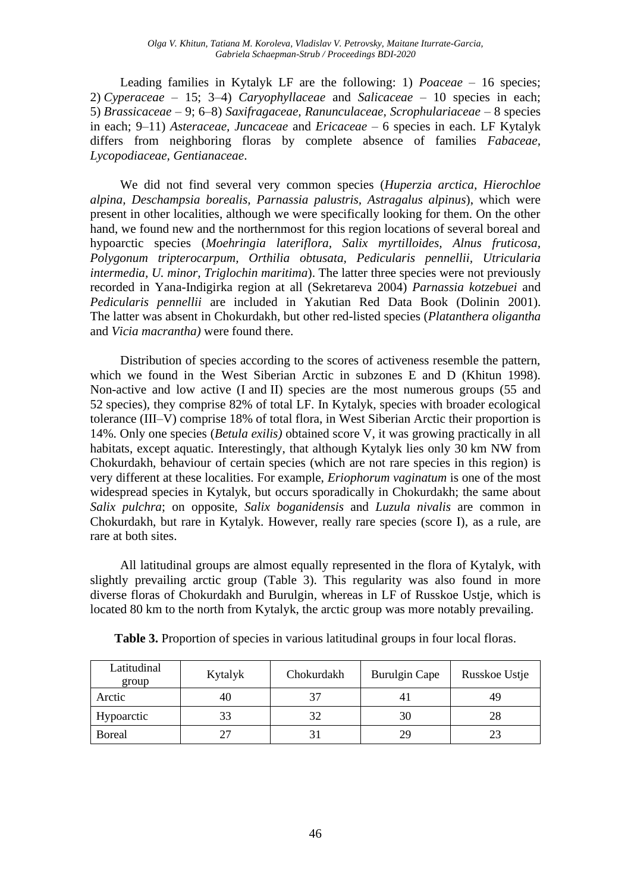Leading families in Kytalyk LF are the following: 1) *Poaceae* – 16 species; 2) *Cyperaceae* – 15; 3–4) *Caryophyllaceae* and *Salicaceae* – 10 species in each; 5) *Brassicaceae* – 9; 6–8) *Saxifragaceae, Ranunculaceae, Scrophulariaceae* – 8 species in each; 9–11) *Asteraceae, Juncaceae* and *Ericaceae* – 6 species in each. LF Kytalyk differs from neighboring floras by complete absence of families *Fabaceae, Lycopodiaceae, Gentianaceae*.

We did not find several very common species (*Huperzia arctica, Hierochloe alpina, Deschampsia borealis, Parnassia palustris, Astragalus alpinus*), which were present in other localities, although we were specifically looking for them. On the other hand, we found new and the northernmost for this region locations of several boreal and hypoarctic species (*Moehringia lateriflora, Salix myrtilloides, Alnus fruticosa, Polygonum tripterocarpum, Orthilia obtusata, Pedicularis pennellii, Utricularia intermedia, U. minor, Triglochin maritima*). The latter three species were not previously recorded in Yana-Indigirka region at all (Sekretareva 2004) *Parnassia kotzebuei* and *Pedicularis pennellii* are included in Yakutian Red Data Book (Dolinin 2001). The latter was absent in Chokurdakh, but other red-listed species (*Platanthera oligantha* and *Vicia macrantha)* were found there.

Distribution of species according to the scores of activeness resemble the pattern, which we found in the West Siberian Arctic in subzones E and D (Khitun 1998). Non-active and low active (I and II) species are the most numerous groups (55 and 52 species), they comprise 82% of total LF. In Kytalyk, species with broader ecological tolerance (III–V) comprise 18% of total flora, in West Siberian Arctic their proportion is 14%. Only one species (*Betula exilis)* obtained score V, it was growing practically in all habitats, except aquatic. Interestingly, that although Kytalyk lies only 30 km NW from Chokurdakh, behaviour of certain species (which are not rare species in this region) is very different at these localities. For example, *Eriophorum vaginatum* is one of the most widespread species in Kytalyk, but occurs sporadically in Chokurdakh; the same about *Salix pulchra*; on opposite, *Salix boganidensis* and *Luzula nivalis* are common in Chokurdakh, but rare in Kytalyk. However, really rare species (score I), as a rule, are rare at both sites.

All latitudinal groups are almost equally represented in the flora of Kytalyk, with slightly prevailing arctic group (Table 3). This regularity was also found in more diverse floras of Chokurdakh and Burulgin, whereas in LF of Russkoe Ustje, which is located 80 km to the north from Kytalyk, the arctic group was more notably prevailing.

**Table 3.** Proportion of species in various latitudinal groups in four local floras.

| Latitudinal group | Kytalyk | Chokurdakh | Burulgin Cape | Russkoe Ustje |
|---|---|---|---|---|
| Arctic | 40 | 37 | 41 | 49 |
| Hypoarctic | 33 | 32 | 30 | 28 |
| Boreal | 27 | 31 | 29 | 23 |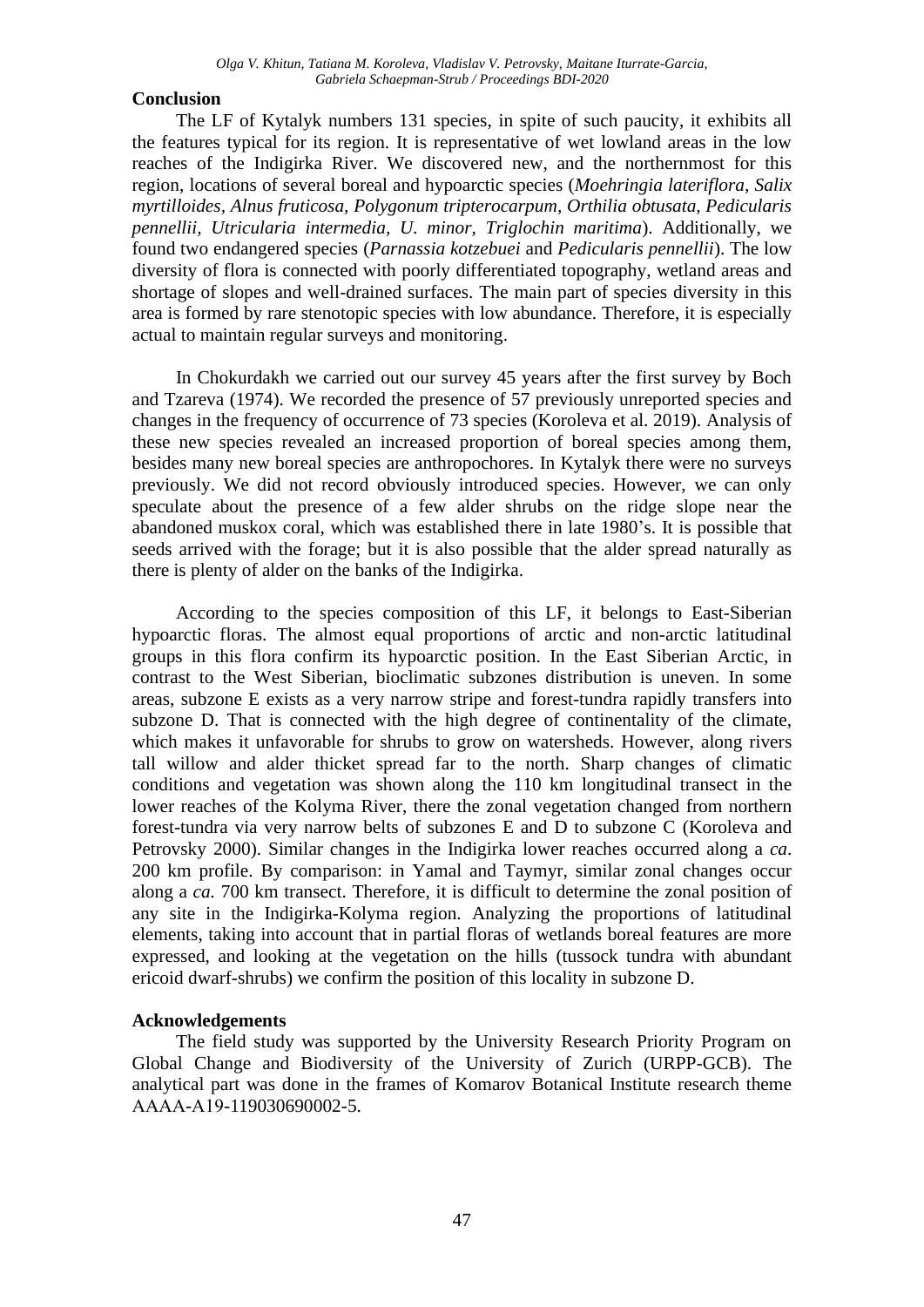## Conclusion

The LF of Kytalyk numbers 131 species, in spite of such paucity, it exhibits all the features typical for its region. It is representative of wet lowland areas in the low reaches of the Indigirka River. We discovered new, and the northernmost for this region, locations of several boreal and hypoarctic species (*Moehringia lateriflora, Salix myrtilloides, Alnus fruticosa, Polygonum tripterocarpum, Orthilia obtusata, Pedicularis pennellii, Utricularia intermedia, U. minor, Triglochin maritima*). Additionally, we found two endangered species (*Parnassia kotzebuei* and *Pedicularis pennellii*). The low diversity of flora is connected with poorly differentiated topography, wetland areas and shortage of slopes and well-drained surfaces. The main part of species diversity in this area is formed by rare stenotopic species with low abundance. Therefore, it is especially actual to maintain regular surveys and monitoring.

In Chokurdakh we carried out our survey 45 years after the first survey by Boch and Tzareva (1974). We recorded the presence of 57 previously unreported species and changes in the frequency of occurrence of 73 species (Koroleva et al. 2019). Analysis of these new species revealed an increased proportion of boreal species among them, besides many new boreal species are anthropochores. In Kytalyk there were no surveys previously. We did not record obviously introduced species. However, we can only speculate about the presence of a few alder shrubs on the ridge slope near the abandoned muskox coral, which was established there in late 1980's. It is possible that seeds arrived with the forage; but it is also possible that the alder spread naturally as there is plenty of alder on the banks of the Indigirka.

According to the species composition of this LF, it belongs to East-Siberian hypoarctic floras. The almost equal proportions of arctic and non-arctic latitudinal groups in this flora confirm its hypoarctic position. In the East Siberian Arctic, in contrast to the West Siberian, bioclimatic subzones distribution is uneven. In some areas, subzone E exists as a very narrow stripe and forest-tundra rapidly transfers into subzone D. That is connected with the high degree of continentality of the climate, which makes it unfavorable for shrubs to grow on watersheds. However, along rivers tall willow and alder thicket spread far to the north. Sharp changes of climatic conditions and vegetation was shown along the 110 km longitudinal transect in the lower reaches of the Kolyma River, there the zonal vegetation changed from northern forest-tundra via very narrow belts of subzones E and D to subzone C (Koroleva and Petrovsky 2000). Similar changes in the Indigirka lower reaches occurred along a *ca*. 200 km profile. By comparison: in Yamal and Taymyr, similar zonal changes occur along a *ca.* 700 km transect. Therefore, it is difficult to determine the zonal position of any site in the Indigirka-Kolyma region. Analyzing the proportions of latitudinal elements, taking into account that in partial floras of wetlands boreal features are more expressed, and looking at the vegetation on the hills (tussock tundra with abundant ericoid dwarf-shrubs) we confirm the position of this locality in subzone D.

## Acknowledgements

The field study was supported by the University Research Priority Program on Global Change and Biodiversity of the University of Zurich (URPP-GCB). The analytical part was done in the frames of Komarov Botanical Institute research theme AAAA-A19-119030690002-5.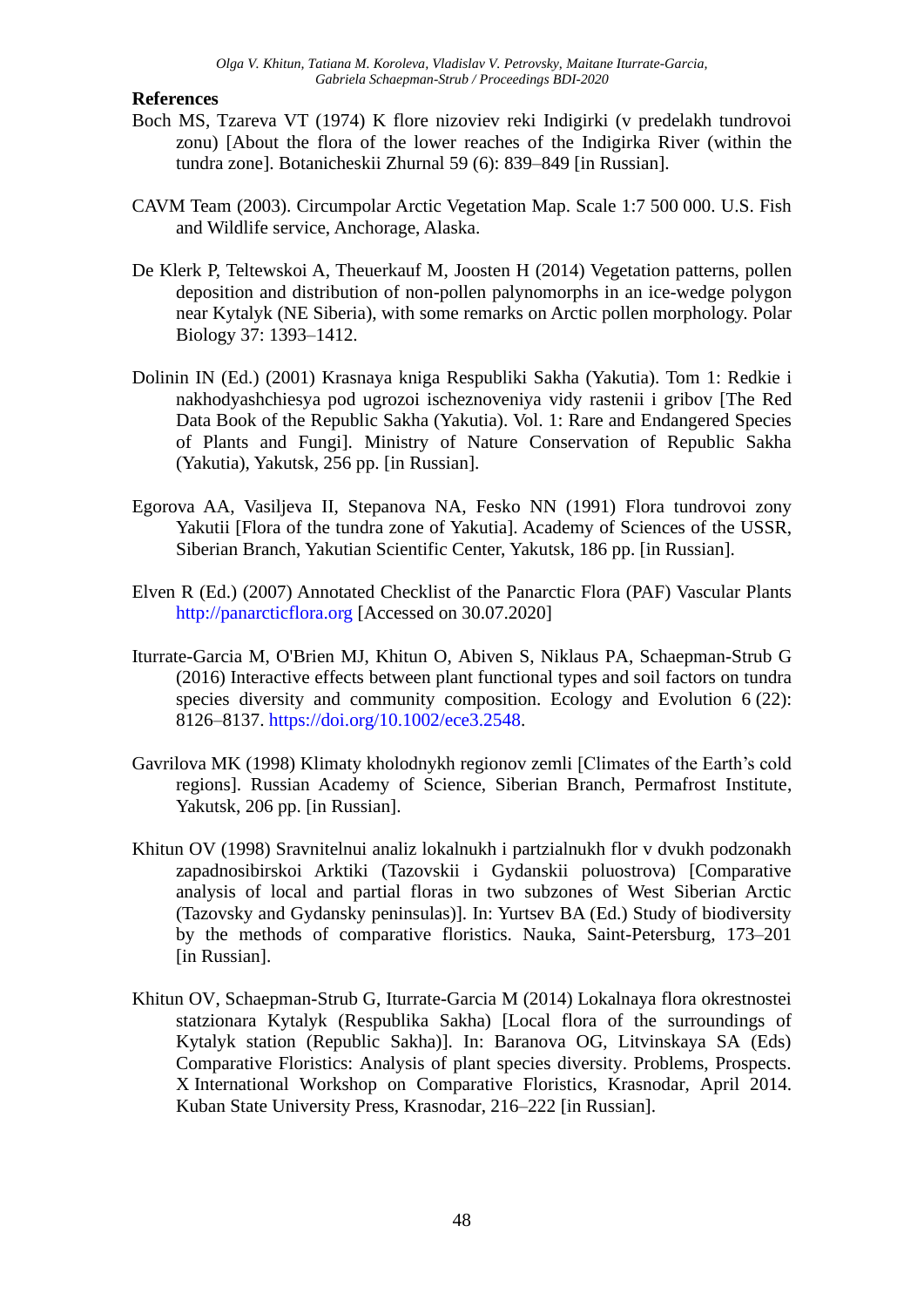## References

Boch MS, Tzareva VT (1974) K flore nizoviev reki Indigirki (v predelakh tundrovoi zonu) [About the flora of the lower reaches of the Indigirka River (within the tundra zone]. Botanicheskii Zhurnal 59 (6): 839–849 [in Russian].

CAVM Team (2003). Circumpolar Arctic Vegetation Map. Scale 1:7 500 000. U.S. Fish and Wildlife service, Anchorage, Alaska.

De Klerk P, Teltewskoi A, Theuerkauf M, Joosten H (2014) Vegetation patterns, pollen deposition and distribution of non-pollen palynomorphs in an ice-wedge polygon near Kytalyk (NE Siberia), with some remarks on Arctic pollen morphology. Polar Biology 37: 1393–1412.

Dolinin IN (Ed.) (2001) Krasnaya kniga Respubliki Sakha (Yakutia). Tom 1: Redkie i nakhodyashchiesya pod ugrozoi ischeznoveniya vidy rastenii i gribov [The Red Data Book of the Republic Sakha (Yakutia). Vol. 1: Rare and Endangered Species of Plants and Fungi]. Ministry of Nature Conservation of Republic Sakha (Yakutia), Yakutsk, 256 pp. [in Russian].

Egorova AA, Vasiljeva II, Stepanova NA, Fesko NN (1991) Flora tundrovoi zony Yakutii [Flora of the tundra zone of Yakutia]. Academy of Sciences of the USSR, Siberian Branch, Yakutian Scientific Center, Yakutsk, 186 pp. [in Russian].

Elven R (Ed.) (2007) Annotated Checklist of the Panarctic Flora (PAF) Vascular Plants http://panarcticflora.org [Accessed on 30.07.2020]

Iturrate-Garcia M, O'Brien MJ, Khitun O, Abiven S, Niklaus PA, Schaepman-Strub G (2016) Interactive effects between plant functional types and soil factors on tundra species diversity and community composition. Ecology and Evolution 6 (22): 8126–8137. https://doi.org/10.1002/ece3.2548.

Gavrilova MK (1998) Klimaty kholodnykh regionov zemli [Climates of the Earth's cold regions]. Russian Academy of Science, Siberian Branch, Permafrost Institute, Yakutsk, 206 pp. [in Russian].

Khitun OV (1998) Sravnitelnui analiz lokalnukh i partzialnukh flor v dvukh podzonakh zapadnosibirskoi Arktiki (Tazovskii i Gydanskii poluostrova) [Comparative analysis of local and partial floras in two subzones of West Siberian Arctic (Tazovsky and Gydansky peninsulas)]. In: Yurtsev BA (Ed.) Study of biodiversity by the methods of comparative floristics. Nauka, Saint-Petersburg, 173–201 [in Russian].

Khitun OV, Schaepman-Strub G, Iturrate-Garcia M (2014) Lokalnaya flora okrestnostei statzionara Kytalyk (Respublika Sakha) [Local flora of the surroundings of Kytalyk station (Republic Sakha)]. In: Baranova OG, Litvinskaya SA (Eds) Comparative Floristics: Analysis of plant species diversity. Problems, Prospects. X International Workshop on Comparative Floristics, Krasnodar, April 2014. Kuban State University Press, Krasnodar, 216–222 [in Russian].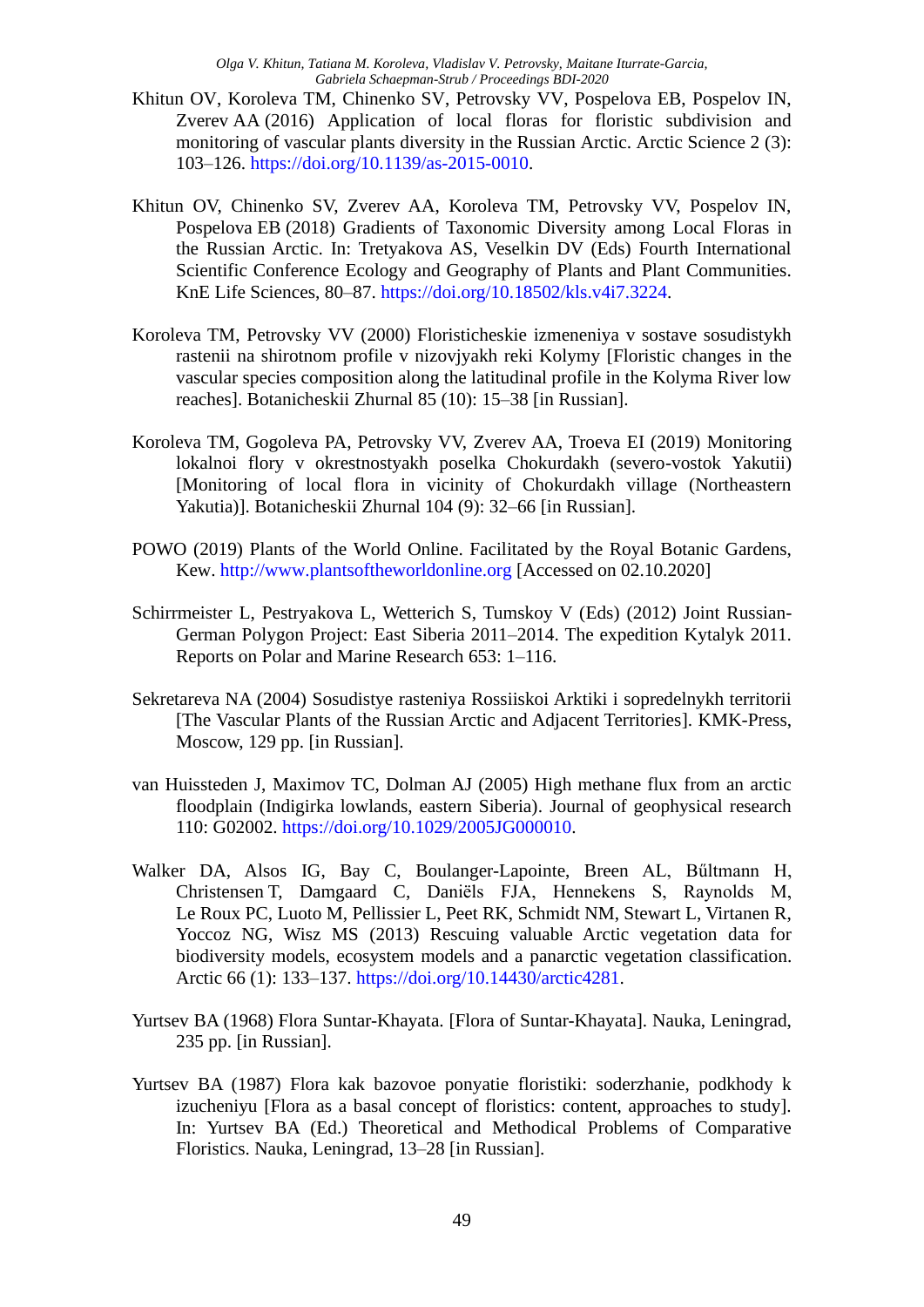Khitun OV, Koroleva TM, Chinenko SV, Petrovsky VV, Pospelova EB, Pospelov IN, Zverev AA (2016) Application of local floras for floristic subdivision and monitoring of vascular plants diversity in the Russian Arctic. Arctic Science 2 (3): 103–126. https://doi.org/10.1139/as-2015-0010.

Khitun OV, Chinenko SV, Zverev AA, Koroleva TM, Petrovsky VV, Pospelov IN, Pospelova EB (2018) Gradients of Taxonomic Diversity among Local Floras in the Russian Arctic. In: Tretyakova AS, Veselkin DV (Eds) Fourth International Scientific Conference Ecology and Geography of Plants and Plant Communities. KnE Life Sciences, 80–87. https://doi.org/10.18502/kls.v4i7.3224.

Koroleva TM, Petrovsky VV (2000) Floristicheskie izmeneniya v sostave sosudistykh rastenii na shirotnom profile v nizovjyakh reki Kolymy [Floristic changes in the vascular species composition along the latitudinal profile in the Kolyma River low reaches]. Botanicheskii Zhurnal 85 (10): 15–38 [in Russian].

Koroleva TM, Gogoleva PA, Petrovsky VV, Zverev AA, Troeva EI (2019) Monitoring lokalnoi flory v okrestnostyakh poselka Chokurdakh (severo-vostok Yakutii) [Monitoring of local flora in vicinity of Chokurdakh village (Northeastern Yakutia)]. Botanicheskii Zhurnal 104 (9): 32–66 [in Russian].

POWO (2019) Plants of the World Online. Facilitated by the Royal Botanic Gardens, Kew. http://www.plantsoftheworldonline.org [Accessed on 02.10.2020]

Schirrmeister L, Pestryakova L, Wetterich S, Tumskoy V (Eds) (2012) Joint Russian-German Polygon Project: East Siberia 2011–2014. The expedition Kytalyk 2011. Reports on Polar and Marine Research 653: 1–116.

Sekretareva NA (2004) Sosudistye rasteniya Rossiiskoi Arktiki i sopredelnykh territorii [The Vascular Plants of the Russian Arctic and Adjacent Territories]. KMK-Press, Moscow, 129 pp. [in Russian].

van Huissteden J, Maximov TC, Dolman AJ (2005) High methane flux from an arctic floodplain (Indigirka lowlands, eastern Siberia). Journal of geophysical research 110: G02002. https://doi.org/10.1029/2005JG000010.

Walker DA, Alsos IG, Bay C, Boulanger-Lapointe, Breen AL, Bűltmann H, Christensen T, Damgaard C, Daniëls FJA, Hennekens S, Raynolds M, Le Roux PC, Luoto M, Pellissier L, Peet RK, Schmidt NM, Stewart L, Virtanen R, Yoccoz NG, Wisz MS (2013) Rescuing valuable Arctic vegetation data for biodiversity models, ecosystem models and a panarctic vegetation classification. Arctic 66 (1): 133–137. https://doi.org/10.14430/arctic4281.

Yurtsev BA (1968) Flora Suntar-Khayata. [Flora of Suntar-Khayata]. Nauka, Leningrad, 235 pp. [in Russian].

Yurtsev BA (1987) Flora kak bazovoe ponyatie floristiki: soderzhanie, podkhody k izucheniyu [Flora as a basal concept of floristics: content, approaches to study]. In: Yurtsev BA (Ed.) Theoretical and Methodical Problems of Comparative Floristics. Nauka, Leningrad, 13–28 [in Russian].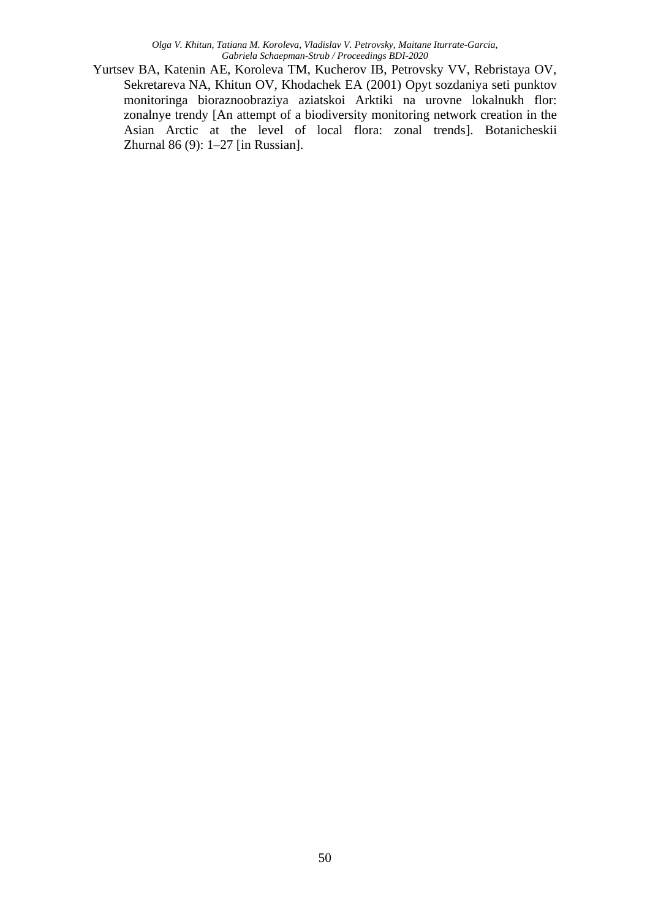Yurtsev BA, Katenin AE, Koroleva TM, Kucherov IB, Petrovsky VV, Rebristaya OV, Sekretareva NA, Khitun OV, Khodachek EA (2001) Opyt sozdaniya seti punktov monitoringa bioraznoobraziya aziatskoi Arktiki na urovne lokalnukh flor: zonalnye trendy [An attempt of a biodiversity monitoring network creation in the Asian Arctic at the level of local flora: zonal trends]. Botanicheskii Zhurnal 86 (9): 1–27 [in Russian].